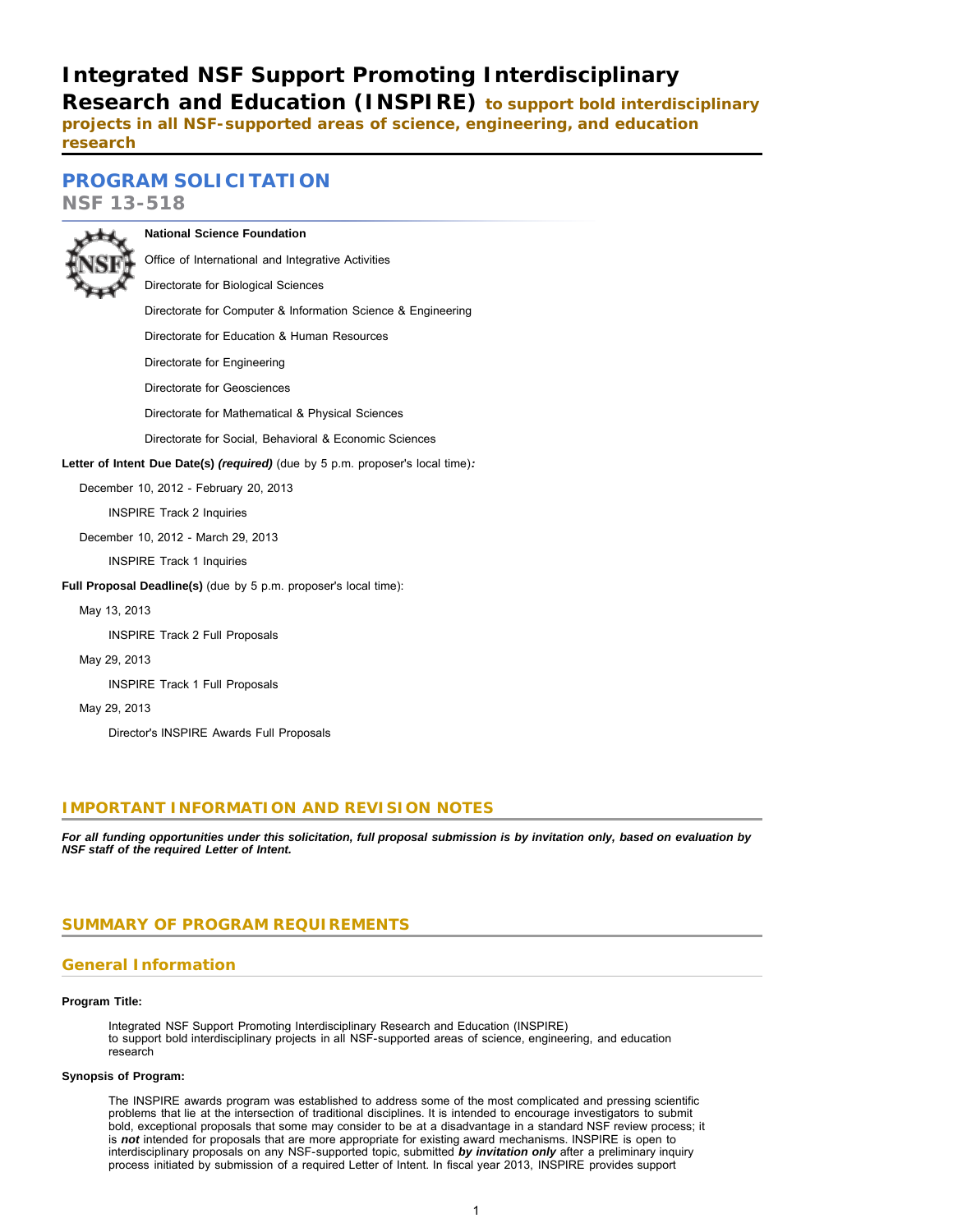# Integrated NSF Support Promoting Interdisciplinary Research and Education (INSPIRE) to support bold interdisciplinary projects in all NSF-supported areas of science, engineering, and education research

## PROGRAM SOLICITATION

**NSF 13-518**

**National Science Foundation**

Office of International and Integrative Activities

Directorate for Biological Sciences

Directorate for Computer & Information Science & Engineering

Directorate for Education & Human Resources

Directorate for Engineering

Directorate for Geosciences

Directorate for Mathematical & Physical Sciences

Directorate for Social, Behavioral & Economic Sciences

**Letter of Intent Due Date(s)** ***(required)*** (due by 5 p.m. proposer's local time)***:***

December 10, 2012 - February 20, 2013

INSPIRE Track 2 Inquiries

December 10, 2012 - March 29, 2013

INSPIRE Track 1 Inquiries

**Full Proposal Deadline(s)** (due by 5 p.m. proposer's local time):

May 13, 2013

INSPIRE Track 2 Full Proposals

May 29, 2013

INSPIRE Track 1 Full Proposals

May 29, 2013

Director's INSPIRE Awards Full Proposals

## IMPORTANT INFORMATION AND REVISION NOTES

***For all funding opportunities under this solicitation, full proposal submission is by invitation only, based on evaluation by NSF staff of the required Letter of Intent.***

## SUMMARY OF PROGRAM REQUIREMENTS

### General Information

**Program Title:**

Integrated NSF Support Promoting Interdisciplinary Research and Education (INSPIRE)
to support bold interdisciplinary projects in all NSF-supported areas of science, engineering, and education research

**Synopsis of Program:**

The INSPIRE awards program was established to address some of the most complicated and pressing scientific problems that lie at the intersection of traditional disciplines. It is intended to encourage investigators to submit bold, exceptional proposals that some may consider to be at a disadvantage in a standard NSF review process; it is ***not*** intended for proposals that are more appropriate for existing award mechanisms. INSPIRE is open to interdisciplinary proposals on any NSF-supported topic, submitted ***by invitation only*** after a preliminary inquiry process initiated by submission of a required Letter of Intent. In fiscal year 2013, INSPIRE provides support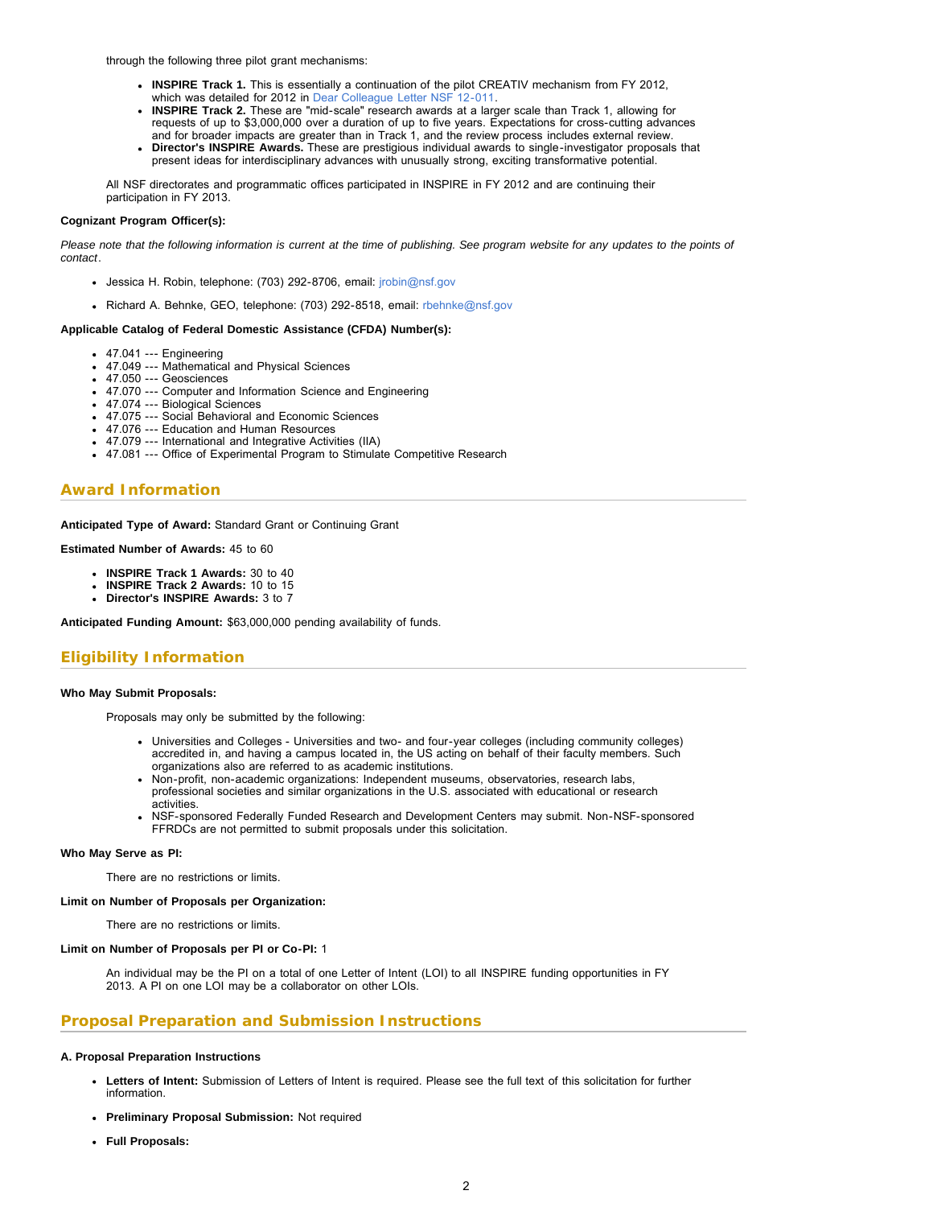through the following three pilot grant mechanisms:

- **INSPIRE Track 1.** This is essentially a continuation of the pilot CREATIV mechanism from FY 2012, which was detailed for 2012 in Dear Colleague Letter NSF 12-011.
- **INSPIRE Track 2.** These are "mid-scale" research awards at a larger scale than Track 1, allowing for requests of up to $3,000,000 over a duration of up to five years. Expectations for cross-cutting advances and for broader impacts are greater than in Track 1, and the review process includes external review.
- **Director's INSPIRE Awards.** These are prestigious individual awards to single-investigator proposals that present ideas for interdisciplinary advances with unusually strong, exciting transformative potential.

All NSF directorates and programmatic offices participated in INSPIRE in FY 2012 and are continuing their participation in FY 2013.

**Cognizant Program Officer(s):**

*Please note that the following information is current at the time of publishing. See program website for any updates to the points of contact*.

- Jessica H. Robin, telephone: (703) 292-8706, email: jrobin@nsf.gov
- Richard A. Behnke, GEO, telephone: (703) 292-8518, email: rbehnke@nsf.gov

**Applicable Catalog of Federal Domestic Assistance (CFDA) Number(s):**

- 47.041 --- Engineering
- 47.049 --- Mathematical and Physical Sciences
- 47.050 --- Geosciences
- 47.070 --- Computer and Information Science and Engineering
- 47.074 --- Biological Sciences
- 47.075 --- Social Behavioral and Economic Sciences
- 47.076 --- Education and Human Resources
- 47.079 --- International and Integrative Activities (IIA)
- 47.081 --- Office of Experimental Program to Stimulate Competitive Research

## Award Information

**Anticipated Type of Award:** Standard Grant or Continuing Grant

**Estimated Number of Awards:** 45 to 60

- **INSPIRE Track 1 Awards:** 30 to 40
- **INSPIRE Track 2 Awards:** 10 to 15
- **Director's INSPIRE Awards:** 3 to 7

**Anticipated Funding Amount:** $63,000,000 pending availability of funds.

## Eligibility Information

**Who May Submit Proposals:**

Proposals may only be submitted by the following:

- Universities and Colleges - Universities and two- and four-year colleges (including community colleges) accredited in, and having a campus located in, the US acting on behalf of their faculty members. Such organizations also are referred to as academic institutions.
- Non-profit, non-academic organizations: Independent museums, observatories, research labs, professional societies and similar organizations in the U.S. associated with educational or research activities.
- NSF-sponsored Federally Funded Research and Development Centers may submit. Non-NSF-sponsored FFRDCs are not permitted to submit proposals under this solicitation.

**Who May Serve as PI:**

There are no restrictions or limits.

**Limit on Number of Proposals per Organization:**

There are no restrictions or limits.

**Limit on Number of Proposals per PI or Co-PI:** 1

An individual may be the PI on a total of one Letter of Intent (LOI) to all INSPIRE funding opportunities in FY 2013. A PI on one LOI may be a collaborator on other LOIs.

## Proposal Preparation and Submission Instructions

**A. Proposal Preparation Instructions**

- **Letters of Intent:** Submission of Letters of Intent is required. Please see the full text of this solicitation for further information.
- **Preliminary Proposal Submission:** Not required
- **Full Proposals:**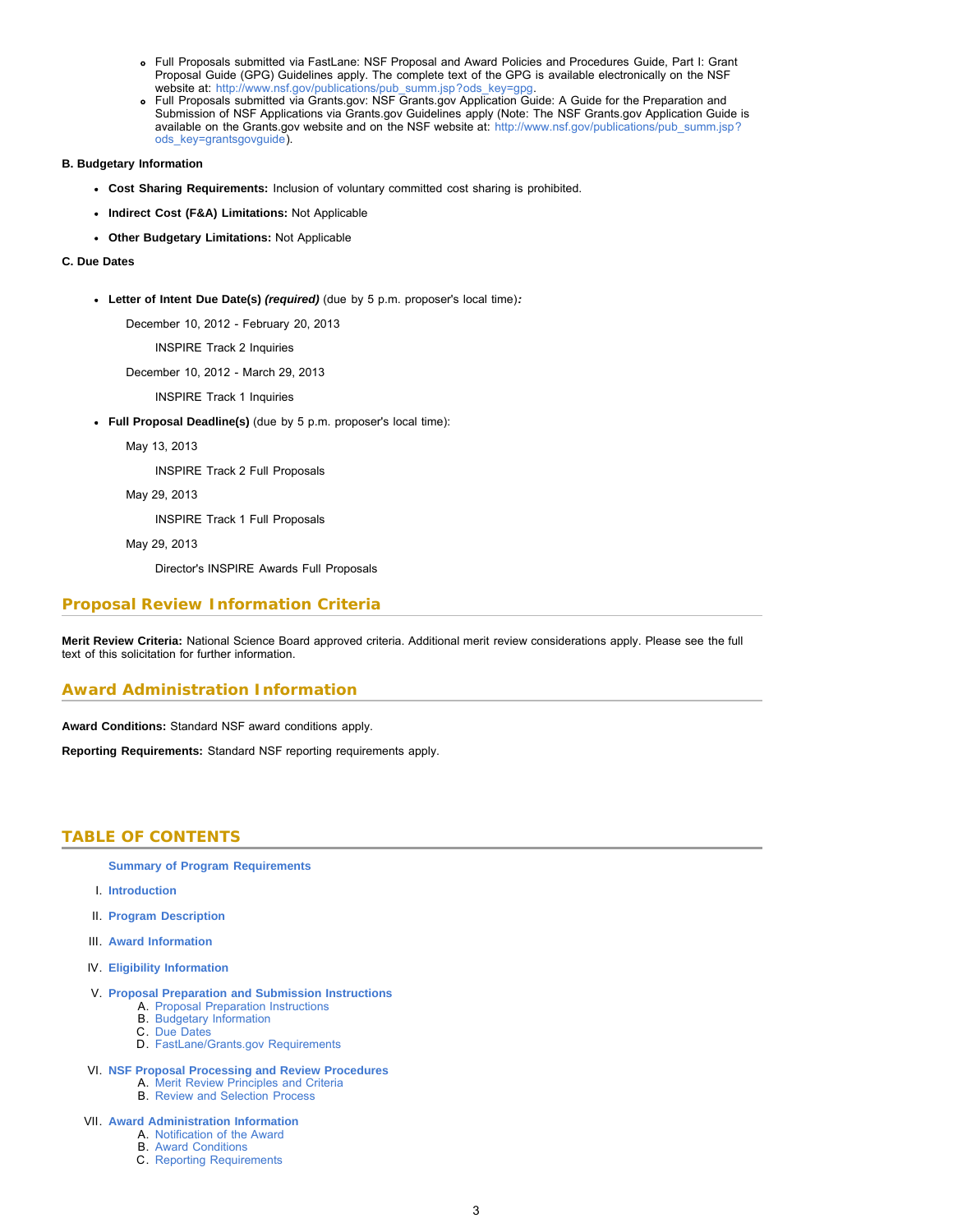- Full Proposals submitted via FastLane: NSF Proposal and Award Policies and Procedures Guide, Part I: Grant Proposal Guide (GPG) Guidelines apply. The complete text of the GPG is available electronically on the NSF website at: http://www.nsf.gov/publications/pub_summ.jsp?ods_key=gpg.
- Full Proposals submitted via Grants.gov: NSF Grants.gov Application Guide: A Guide for the Preparation and Submission of NSF Applications via Grants.gov Guidelines apply (Note: The NSF Grants.gov Application Guide is available on the Grants.gov website and on the NSF website at: http://www.nsf.gov/publications/pub_summ.jsp?ods_key=grantsgovguide).

**B. Budgetary Information**

- **Cost Sharing Requirements:** Inclusion of voluntary committed cost sharing is prohibited.
- **Indirect Cost (F&A) Limitations:** Not Applicable
- **Other Budgetary Limitations:** Not Applicable

**C. Due Dates**

- **Letter of Intent Due Date(s) *(required)*** (due by 5 p.m. proposer's local time)***:***

  December 10, 2012 - February 20, 2013

  INSPIRE Track 2 Inquiries

  December 10, 2012 - March 29, 2013

  INSPIRE Track 1 Inquiries

- **Full Proposal Deadline(s)** (due by 5 p.m. proposer's local time):

  May 13, 2013

  INSPIRE Track 2 Full Proposals

  May 29, 2013

  INSPIRE Track 1 Full Proposals

  May 29, 2013

  Director's INSPIRE Awards Full Proposals

## Proposal Review Information Criteria

**Merit Review Criteria:** National Science Board approved criteria. Additional merit review considerations apply. Please see the full text of this solicitation for further information.

## Award Administration Information

**Award Conditions:** Standard NSF award conditions apply.

**Reporting Requirements:** Standard NSF reporting requirements apply.

## TABLE OF CONTENTS

**Summary of Program Requirements**

I. **Introduction**

II. **Program Description**

III. **Award Information**

IV. **Eligibility Information**

V. **Proposal Preparation and Submission Instructions**
   A. Proposal Preparation Instructions
   B. Budgetary Information
   C. Due Dates
   D. FastLane/Grants.gov Requirements

VI. **NSF Proposal Processing and Review Procedures**
   A. Merit Review Principles and Criteria
   B. Review and Selection Process

VII. **Award Administration Information**
   A. Notification of the Award
   B. Award Conditions
   C. Reporting Requirements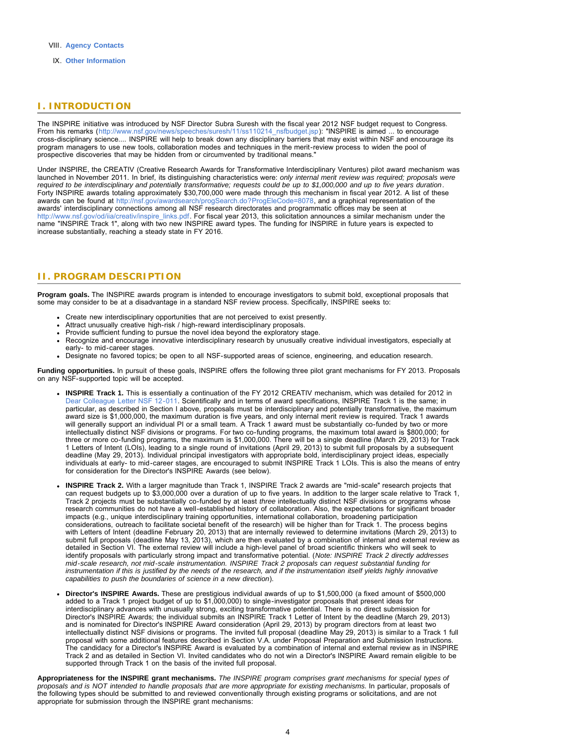VIII. **Agency Contacts**

IX. **Other Information**

## I. INTRODUCTION

The INSPIRE initiative was introduced by NSF Director Subra Suresh with the fiscal year 2012 NSF budget request to Congress. From his remarks (http://www.nsf.gov/news/speeches/suresh/11/ss110214_nsfbudget.jsp): "INSPIRE is aimed ... to encourage cross-disciplinary science.... INSPIRE will help to break down any disciplinary barriers that may exist within NSF and encourage its program managers to use new tools, collaboration modes and techniques in the merit-review process to widen the pool of prospective discoveries that may be hidden from or circumvented by traditional means."

Under INSPIRE, the CREATIV (Creative Research Awards for Transformative Interdisciplinary Ventures) pilot award mechanism was launched in November 2011. In brief, its distinguishing characteristics were: *only internal merit review was required; proposals were required to be interdisciplinary and potentially transformative; requests could be up to $1,000,000 and up to five years duration*. Forty INSPIRE awards totaling approximately $30,700,000 were made through this mechanism in fiscal year 2012. A list of these awards can be found at http://nsf.gov/awardsearch/progSearch.do?ProgEleCode=8078, and a graphical representation of the awards' interdisciplinary connections among all NSF research directorates and programmatic offices may be seen at http://www.nsf.gov/od/iia/creativ/inspire_links.pdf. For fiscal year 2013, this solicitation announces a similar mechanism under the name "INSPIRE Track 1", along with two new INSPIRE award types. The funding for INSPIRE in future years is expected to increase substantially, reaching a steady state in FY 2016.

## II. PROGRAM DESCRIPTION

**Program goals.** The INSPIRE awards program is intended to encourage investigators to submit bold, exceptional proposals that some may consider to be at a disadvantage in a standard NSF review process. Specifically, INSPIRE seeks to:

- Create new interdisciplinary opportunities that are not perceived to exist presently.
- Attract unusually creative high-risk / high-reward interdisciplinary proposals.
- Provide sufficient funding to pursue the novel idea beyond the exploratory stage.
- Recognize and encourage innovative interdisciplinary research by unusually creative individual investigators, especially at early- to mid-career stages.
- Designate no favored topics; be open to all NSF-supported areas of science, engineering, and education research.

**Funding opportunities.** In pursuit of these goals, INSPIRE offers the following three pilot grant mechanisms for FY 2013. Proposals on any NSF-supported topic will be accepted.

- **INSPIRE Track 1.** This is essentially a continuation of the FY 2012 CREATIV mechanism, which was detailed for 2012 in Dear Colleague Letter NSF 12-011. Scientifically and in terms of award specifications, INSPIRE Track 1 is the same; in particular, as described in Section I above, proposals must be interdisciplinary and potentially transformative, the maximum award size is $1,000,000, the maximum duration is five years, and only internal merit review is required. Track 1 awards will generally support an individual PI or a small team. A Track 1 award must be substantially co-funded by two or more intellectually distinct NSF divisions or programs. For two co-funding programs, the maximum total award is $800,000; for three or more co-funding programs, the maximum is $1,000,000. There will be a single deadline (March 29, 2013) for Track 1 Letters of Intent (LOIs), leading to a single round of invitations (April 29, 2013) to submit full proposals by a subsequent deadline (May 29, 2013). Individual principal investigators with appropriate bold, interdisciplinary project ideas, especially individuals at early- to mid-career stages, are encouraged to submit INSPIRE Track 1 LOIs. This is also the means of entry for consideration for the Director's INSPIRE Awards (see below).

- **INSPIRE Track 2.** With a larger magnitude than Track 1, INSPIRE Track 2 awards are "mid-scale" research projects that can request budgets up to $3,000,000 over a duration of up to five years. In addition to the larger scale relative to Track 1, Track 2 projects must be substantially co-funded by at least *three* intellectually distinct NSF divisions or programs whose research communities do not have a well-established history of collaboration. Also, the expectations for significant broader impacts (e.g., unique interdisciplinary training opportunities, international collaboration, broadening participation considerations, outreach to facilitate societal benefit of the research) will be higher than for Track 1. The process begins with Letters of Intent (deadline February 20, 2013) that are internally reviewed to determine invitations (March 29, 2013) to submit full proposals (deadline May 13, 2013), which are then evaluated by a combination of internal and external review as detailed in Section VI. The external review will include a high-level panel of broad scientific thinkers who will seek to identify proposals with particularly strong impact and transformative potential. (*Note: INSPIRE Track 2 directly addresses mid-scale research, not mid-scale instrumentation. INSPIRE Track 2 proposals can request substantial funding for instrumentation if this is justified by the needs of the research, and if the instrumentation itself yields highly innovative capabilities to push the boundaries of science in a new direction*).

- **Director's INSPIRE Awards.** These are prestigious individual awards of up to $1,500,000 (a fixed amount of $500,000 added to a Track 1 project budget of up to $1,000,000) to single-investigator proposals that present ideas for interdisciplinary advances with unusually strong, exciting transformative potential. There is no direct submission for Director's INSPIRE Awards; the individual submits an INSPIRE Track 1 Letter of Intent by the deadline (March 29, 2013) and is nominated for Director's INSPIRE Award consideration (April 29, 2013) by program directors from at least two intellectually distinct NSF divisions or programs. The invited full proposal (deadline May 29, 2013) is similar to a Track 1 full proposal with some additional features described in Section V.A. under Proposal Preparation and Submission Instructions. The candidacy for a Director's INSPIRE Award is evaluated by a combination of internal and external review as in INSPIRE Track 2 and as detailed in Section VI. Invited candidates who do not win a Director's INSPIRE Award remain eligible to be supported through Track 1 on the basis of the invited full proposal.

**Appropriateness for the INSPIRE grant mechanisms.** *The INSPIRE program comprises grant mechanisms for special types of proposals and is NOT intended to handle proposals that are more appropriate for existing mechanisms.* In particular, proposals of the following types should be submitted to and reviewed conventionally through existing programs or solicitations, and are not appropriate for submission through the INSPIRE grant mechanisms: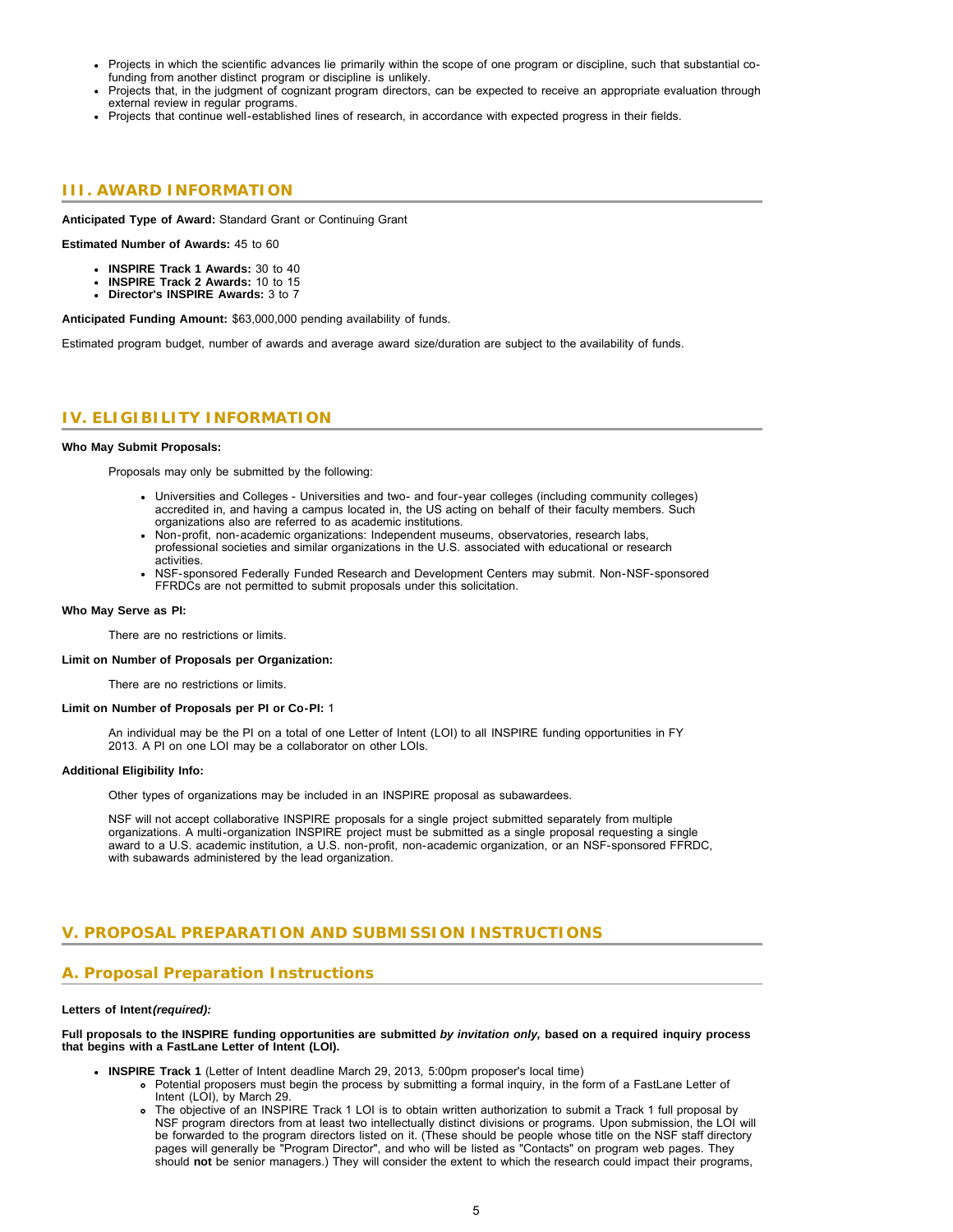- Projects in which the scientific advances lie primarily within the scope of one program or discipline, such that substantial co-funding from another distinct program or discipline is unlikely.
- Projects that, in the judgment of cognizant program directors, can be expected to receive an appropriate evaluation through external review in regular programs.
- Projects that continue well-established lines of research, in accordance with expected progress in their fields.

## III. AWARD INFORMATION

**Anticipated Type of Award:** Standard Grant or Continuing Grant

**Estimated Number of Awards:** 45 to 60

- **INSPIRE Track 1 Awards:** 30 to 40
- **INSPIRE Track 2 Awards:** 10 to 15
- **Director's INSPIRE Awards:** 3 to 7

**Anticipated Funding Amount:** $63,000,000 pending availability of funds.

Estimated program budget, number of awards and average award size/duration are subject to the availability of funds.

## IV. ELIGIBILITY INFORMATION

**Who May Submit Proposals:**

Proposals may only be submitted by the following:

- Universities and Colleges - Universities and two- and four-year colleges (including community colleges) accredited in, and having a campus located in, the US acting on behalf of their faculty members. Such organizations also are referred to as academic institutions.
- Non-profit, non-academic organizations: Independent museums, observatories, research labs, professional societies and similar organizations in the U.S. associated with educational or research activities.
- NSF-sponsored Federally Funded Research and Development Centers may submit. Non-NSF-sponsored FFRDCs are not permitted to submit proposals under this solicitation.

**Who May Serve as PI:**

There are no restrictions or limits.

**Limit on Number of Proposals per Organization:**

There are no restrictions or limits.

**Limit on Number of Proposals per PI or Co-PI:** 1

An individual may be the PI on a total of one Letter of Intent (LOI) to all INSPIRE funding opportunities in FY 2013. A PI on one LOI may be a collaborator on other LOIs.

**Additional Eligibility Info:**

Other types of organizations may be included in an INSPIRE proposal as subawardees.

NSF will not accept collaborative INSPIRE proposals for a single project submitted separately from multiple organizations. A multi-organization INSPIRE project must be submitted as a single proposal requesting a single award to a U.S. academic institution, a U.S. non-profit, non-academic organization, or an NSF-sponsored FFRDC, with subawards administered by the lead organization.

## V. PROPOSAL PREPARATION AND SUBMISSION INSTRUCTIONS

### A. Proposal Preparation Instructions

**Letters of Intent*(required):***

**Full proposals to the INSPIRE funding opportunities are submitted *by invitation only,* based on a required inquiry process that begins with a FastLane Letter of Intent (LOI).**

- **INSPIRE Track 1** (Letter of Intent deadline March 29, 2013, 5:00pm proposer's local time)
  - Potential proposers must begin the process by submitting a formal inquiry, in the form of a FastLane Letter of Intent (LOI), by March 29.
  - The objective of an INSPIRE Track 1 LOI is to obtain written authorization to submit a Track 1 full proposal by NSF program directors from at least two intellectually distinct divisions or programs. Upon submission, the LOI will be forwarded to the program directors listed on it. (These should be people whose title on the NSF staff directory pages will generally be "Program Director", and who will be listed as "Contacts" on program web pages. They should **not** be senior managers.) They will consider the extent to which the research could impact their programs,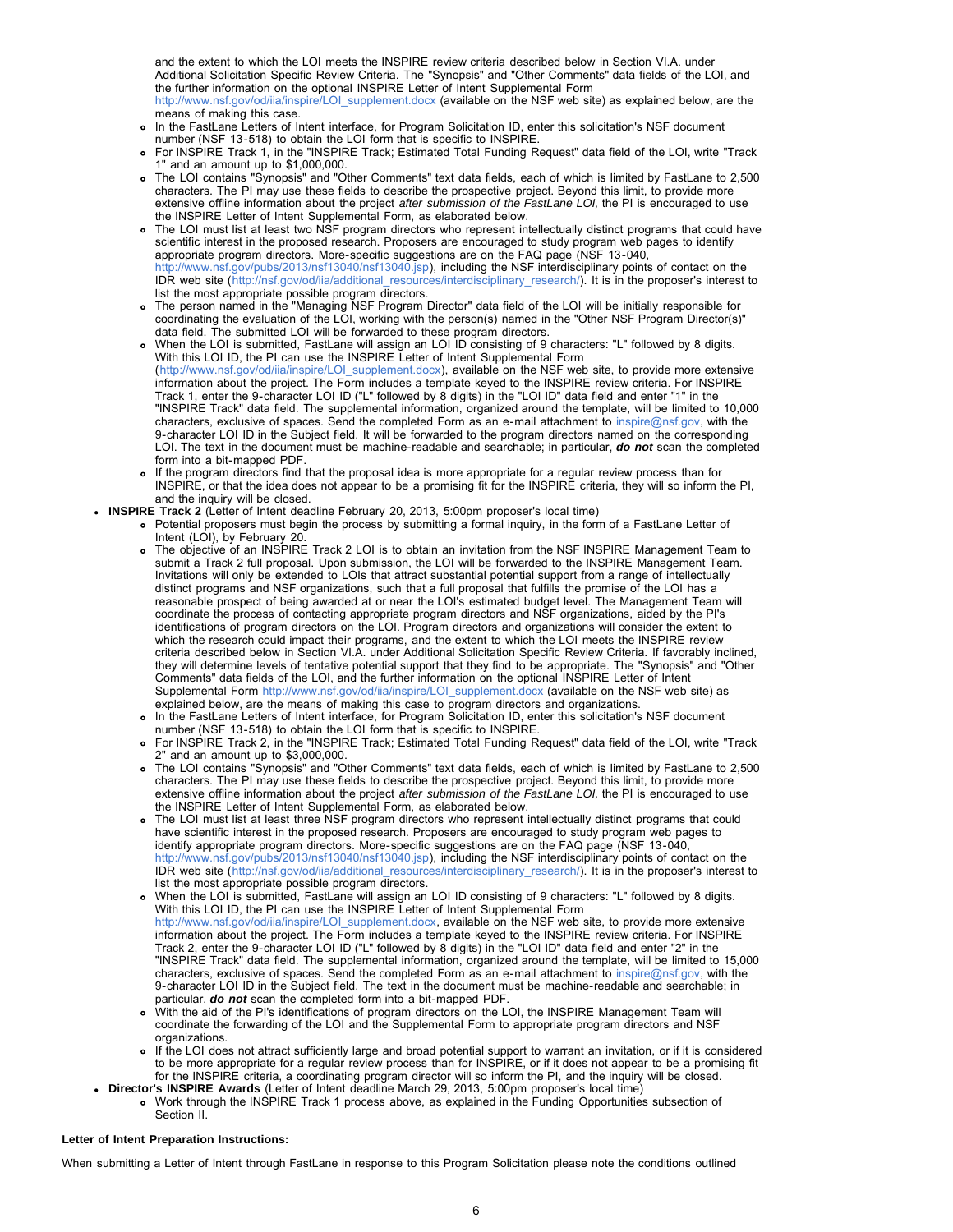and the extent to which the LOI meets the INSPIRE review criteria described below in Section VI.A. under Additional Solicitation Specific Review Criteria. The "Synopsis" and "Other Comments" data fields of the LOI, and the further information on the optional INSPIRE Letter of Intent Supplemental Form http://www.nsf.gov/od/iia/inspire/LOI_supplement.docx (available on the NSF web site) as explained below, are the means of making this case.

- In the FastLane Letters of Intent interface, for Program Solicitation ID, enter this solicitation's NSF document number (NSF 13-518) to obtain the LOI form that is specific to INSPIRE.
- For INSPIRE Track 1, in the "INSPIRE Track; Estimated Total Funding Request" data field of the LOI, write "Track 1" and an amount up to $1,000,000.
- The LOI contains "Synopsis" and "Other Comments" text data fields, each of which is limited by FastLane to 2,500 characters. The PI may use these fields to describe the prospective project. Beyond this limit, to provide more extensive offline information about the project *after submission of the FastLane LOI,* the PI is encouraged to use the INSPIRE Letter of Intent Supplemental Form, as elaborated below.
- The LOI must list at least two NSF program directors who represent intellectually distinct programs that could have scientific interest in the proposed research. Proposers are encouraged to study program web pages to identify appropriate program directors. More-specific suggestions are on the FAQ page (NSF 13-040, http://www.nsf.gov/pubs/2013/nsf13040/nsf13040.jsp), including the NSF interdisciplinary points of contact on the IDR web site (http://nsf.gov/od/iia/additional_resources/interdisciplinary_research/). It is in the proposer's interest to list the most appropriate possible program directors.
- The person named in the "Managing NSF Program Director" data field of the LOI will be initially responsible for coordinating the evaluation of the LOI, working with the person(s) named in the "Other NSF Program Director(s)" data field. The submitted LOI will be forwarded to these program directors.
- When the LOI is submitted, FastLane will assign an LOI ID consisting of 9 characters: "L" followed by 8 digits. With this LOI ID, the PI can use the INSPIRE Letter of Intent Supplemental Form (http://www.nsf.gov/od/iia/inspire/LOI_supplement.docx), available on the NSF web site, to provide more extensive information about the project. The Form includes a template keyed to the INSPIRE review criteria. For INSPIRE Track 1, enter the 9-character LOI ID ("L" followed by 8 digits) in the "LOI ID" data field and enter "1" in the "INSPIRE Track" data field. The supplemental information, organized around the template, will be limited to 10,000 characters, exclusive of spaces. Send the completed Form as an e-mail attachment to inspire@nsf.gov, with the 9-character LOI ID in the Subject field. It will be forwarded to the program directors named on the corresponding LOI. The text in the document must be machine-readable and searchable; in particular, ***do not*** scan the completed form into a bit-mapped PDF.
- If the program directors find that the proposal idea is more appropriate for a regular review process than for INSPIRE, or that the idea does not appear to be a promising fit for the INSPIRE criteria, they will so inform the PI, and the inquiry will be closed.

- **INSPIRE Track 2** (Letter of Intent deadline February 20, 2013, 5:00pm proposer's local time)
  - Potential proposers must begin the process by submitting a formal inquiry, in the form of a FastLane Letter of Intent (LOI), by February 20.
  - The objective of an INSPIRE Track 2 LOI is to obtain an invitation from the NSF INSPIRE Management Team to submit a Track 2 full proposal. Upon submission, the LOI will be forwarded to the INSPIRE Management Team. Invitations will only be extended to LOIs that attract substantial potential support from a range of intellectually distinct programs and NSF organizations, such that a full proposal that fulfills the promise of the LOI has a reasonable prospect of being awarded at or near the LOI's estimated budget level. The Management Team will coordinate the process of contacting appropriate program directors and NSF organizations, aided by the PI's identifications of program directors on the LOI. Program directors and organizations will consider the extent to which the research could impact their programs, and the extent to which the LOI meets the INSPIRE review criteria described below in Section VI.A. under Additional Solicitation Specific Review Criteria. If favorably inclined, they will determine levels of tentative potential support that they find to be appropriate. The "Synopsis" and "Other Comments" data fields of the LOI, and the further information on the optional INSPIRE Letter of Intent Supplemental Form http://www.nsf.gov/od/iia/inspire/LOI_supplement.docx (available on the NSF web site) as explained below, are the means of making this case to program directors and organizations.
  - In the FastLane Letters of Intent interface, for Program Solicitation ID, enter this solicitation's NSF document number (NSF 13-518) to obtain the LOI form that is specific to INSPIRE.
  - For INSPIRE Track 2, in the "INSPIRE Track; Estimated Total Funding Request" data field of the LOI, write "Track 2" and an amount up to $3,000,000.
  - The LOI contains "Synopsis" and "Other Comments" text data fields, each of which is limited by FastLane to 2,500 characters. The PI may use these fields to describe the prospective project. Beyond this limit, to provide more extensive offline information about the project *after submission of the FastLane LOI,* the PI is encouraged to use the INSPIRE Letter of Intent Supplemental Form, as elaborated below.
  - The LOI must list at least three NSF program directors who represent intellectually distinct programs that could have scientific interest in the proposed research. Proposers are encouraged to study program web pages to identify appropriate program directors. More-specific suggestions are on the FAQ page (NSF 13-040, http://www.nsf.gov/pubs/2013/nsf13040/nsf13040.jsp), including the NSF interdisciplinary points of contact on the IDR web site (http://nsf.gov/od/iia/additional_resources/interdisciplinary_research/). It is in the proposer's interest to list the most appropriate possible program directors.
  - When the LOI is submitted, FastLane will assign an LOI ID consisting of 9 characters: "L" followed by 8 digits. With this LOI ID, the PI can use the INSPIRE Letter of Intent Supplemental Form http://www.nsf.gov/od/iia/inspire/LOI_supplement.docx, available on the NSF web site, to provide more extensive information about the project. The Form includes a template keyed to the INSPIRE review criteria. For INSPIRE Track 2, enter the 9-character LOI ID ("L" followed by 8 digits) in the "LOI ID" data field and enter "2" in the "INSPIRE Track" data field. The supplemental information, organized around the template, will be limited to 15,000 characters, exclusive of spaces. Send the completed Form as an e-mail attachment to inspire@nsf.gov, with the 9-character LOI ID in the Subject field. The text in the document must be machine-readable and searchable; in particular, ***do not*** scan the completed form into a bit-mapped PDF.
  - With the aid of the PI's identifications of program directors on the LOI, the INSPIRE Management Team will coordinate the forwarding of the LOI and the Supplemental Form to appropriate program directors and NSF organizations.
  - If the LOI does not attract sufficiently large and broad potential support to warrant an invitation, or if it is considered to be more appropriate for a regular review process than for INSPIRE, or if it does not appear to be a promising fit for the INSPIRE criteria, a coordinating program director will so inform the PI, and the inquiry will be closed.
- **Director's INSPIRE Awards** (Letter of Intent deadline March 29, 2013, 5:00pm proposer's local time)
  - Work through the INSPIRE Track 1 process above, as explained in the Funding Opportunities subsection of Section II.

**Letter of Intent Preparation Instructions:**

When submitting a Letter of Intent through FastLane in response to this Program Solicitation please note the conditions outlined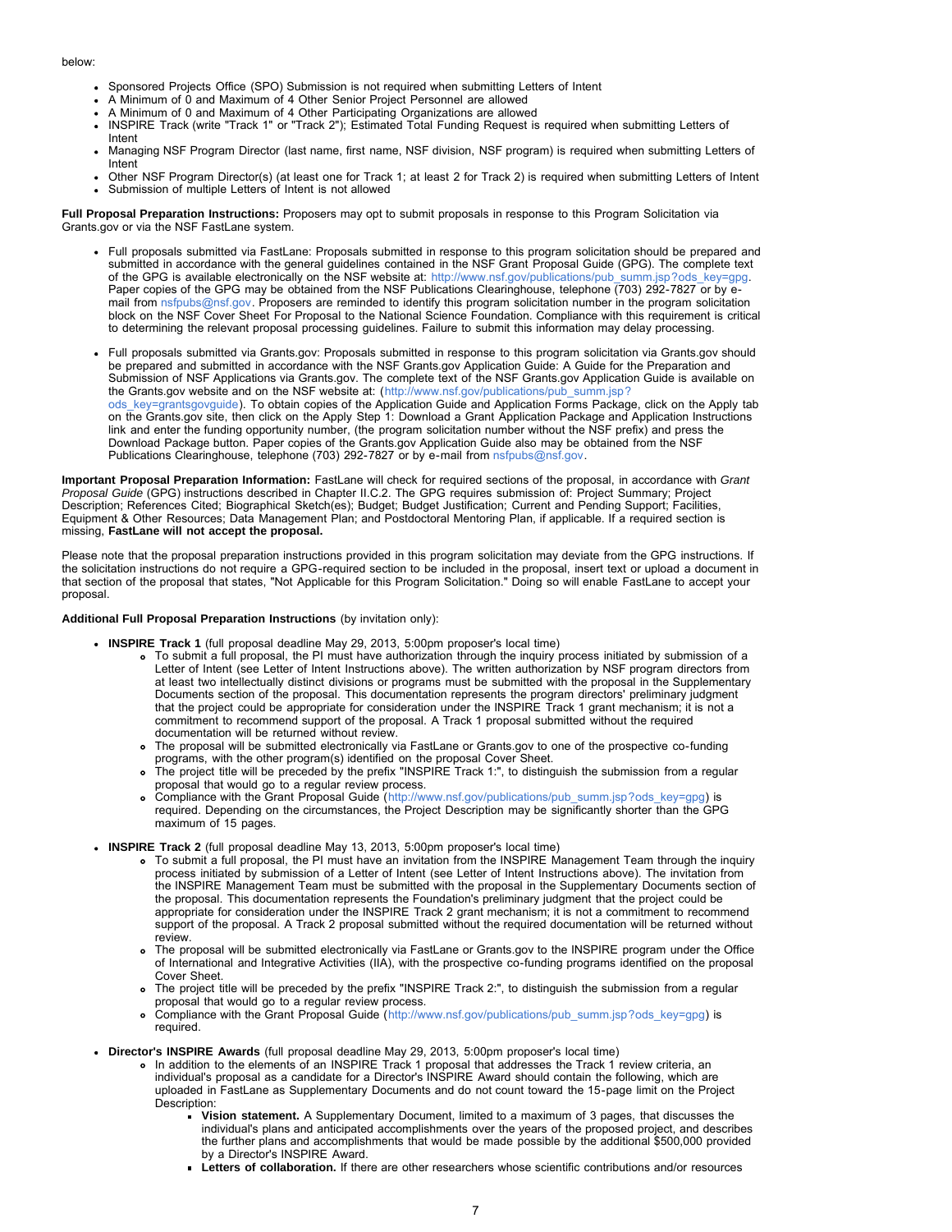below:

- Sponsored Projects Office (SPO) Submission is not required when submitting Letters of Intent
- A Minimum of 0 and Maximum of 4 Other Senior Project Personnel are allowed
- A Minimum of 0 and Maximum of 4 Other Participating Organizations are allowed
- INSPIRE Track (write "Track 1" or "Track 2"); Estimated Total Funding Request is required when submitting Letters of Intent
- Managing NSF Program Director (last name, first name, NSF division, NSF program) is required when submitting Letters of Intent
- Other NSF Program Director(s) (at least one for Track 1; at least 2 for Track 2) is required when submitting Letters of Intent
- Submission of multiple Letters of Intent is not allowed

**Full Proposal Preparation Instructions:** Proposers may opt to submit proposals in response to this Program Solicitation via Grants.gov or via the NSF FastLane system.

- Full proposals submitted via FastLane: Proposals submitted in response to this program solicitation should be prepared and submitted in accordance with the general guidelines contained in the NSF Grant Proposal Guide (GPG). The complete text of the GPG is available electronically on the NSF website at: http://www.nsf.gov/publications/pub_summ.jsp?ods_key=gpg. Paper copies of the GPG may be obtained from the NSF Publications Clearinghouse, telephone (703) 292-7827 or by e-mail from nsfpubs@nsf.gov. Proposers are reminded to identify this program solicitation number in the program solicitation block on the NSF Cover Sheet For Proposal to the National Science Foundation. Compliance with this requirement is critical to determining the relevant proposal processing guidelines. Failure to submit this information may delay processing.

- Full proposals submitted via Grants.gov: Proposals submitted in response to this program solicitation via Grants.gov should be prepared and submitted in accordance with the NSF Grants.gov Application Guide: A Guide for the Preparation and Submission of NSF Applications via Grants.gov. The complete text of the NSF Grants.gov Application Guide is available on the Grants.gov website and on the NSF website at: (http://www.nsf.gov/publications/pub_summ.jsp?ods_key=grantsgovguide). To obtain copies of the Application Guide and Application Forms Package, click on the Apply tab on the Grants.gov site, then click on the Apply Step 1: Download a Grant Application Package and Application Instructions link and enter the funding opportunity number, (the program solicitation number without the NSF prefix) and press the Download Package button. Paper copies of the Grants.gov Application Guide also may be obtained from the NSF Publications Clearinghouse, telephone (703) 292-7827 or by e-mail from nsfpubs@nsf.gov.

**Important Proposal Preparation Information:** FastLane will check for required sections of the proposal, in accordance with *Grant Proposal Guide* (GPG) instructions described in Chapter II.C.2. The GPG requires submission of: Project Summary; Project Description; References Cited; Biographical Sketch(es); Budget; Budget Justification; Current and Pending Support; Facilities, Equipment & Other Resources; Data Management Plan; and Postdoctoral Mentoring Plan, if applicable. If a required section is missing, **FastLane will not accept the proposal.**

Please note that the proposal preparation instructions provided in this program solicitation may deviate from the GPG instructions. If the solicitation instructions do not require a GPG-required section to be included in the proposal, insert text or upload a document in that section of the proposal that states, "Not Applicable for this Program Solicitation." Doing so will enable FastLane to accept your proposal.

**Additional Full Proposal Preparation Instructions** (by invitation only):

- **INSPIRE Track 1** (full proposal deadline May 29, 2013, 5:00pm proposer's local time)
  - To submit a full proposal, the PI must have authorization through the inquiry process initiated by submission of a Letter of Intent (see Letter of Intent Instructions above). The written authorization by NSF program directors from at least two intellectually distinct divisions or programs must be submitted with the proposal in the Supplementary Documents section of the proposal. This documentation represents the program directors' preliminary judgment that the project could be appropriate for consideration under the INSPIRE Track 1 grant mechanism; it is not a commitment to recommend support of the proposal. A Track 1 proposal submitted without the required documentation will be returned without review.
  - The proposal will be submitted electronically via FastLane or Grants.gov to one of the prospective co-funding programs, with the other program(s) identified on the proposal Cover Sheet.
  - The project title will be preceded by the prefix "INSPIRE Track 1:", to distinguish the submission from a regular proposal that would go to a regular review process.
  - Compliance with the Grant Proposal Guide (http://www.nsf.gov/publications/pub_summ.jsp?ods_key=gpg) is required. Depending on the circumstances, the Project Description may be significantly shorter than the GPG maximum of 15 pages.

- **INSPIRE Track 2** (full proposal deadline May 13, 2013, 5:00pm proposer's local time)
  - To submit a full proposal, the PI must have an invitation from the INSPIRE Management Team through the inquiry process initiated by submission of a Letter of Intent (see Letter of Intent Instructions above). The invitation from the INSPIRE Management Team must be submitted with the proposal in the Supplementary Documents section of the proposal. This documentation represents the Foundation's preliminary judgment that the project could be appropriate for consideration under the INSPIRE Track 2 grant mechanism; it is not a commitment to recommend support of the proposal. A Track 2 proposal submitted without the required documentation will be returned without review.
  - The proposal will be submitted electronically via FastLane or Grants.gov to the INSPIRE program under the Office of International and Integrative Activities (IIA), with the prospective co-funding programs identified on the proposal Cover Sheet.
  - The project title will be preceded by the prefix "INSPIRE Track 2:", to distinguish the submission from a regular proposal that would go to a regular review process.
  - Compliance with the Grant Proposal Guide (http://www.nsf.gov/publications/pub_summ.jsp?ods_key=gpg) is required.

- **Director's INSPIRE Awards** (full proposal deadline May 29, 2013, 5:00pm proposer's local time)
  - In addition to the elements of an INSPIRE Track 1 proposal that addresses the Track 1 review criteria, an individual's proposal as a candidate for a Director's INSPIRE Award should contain the following, which are uploaded in FastLane as Supplementary Documents and do not count toward the 15-page limit on the Project Description:
    - **Vision statement.** A Supplementary Document, limited to a maximum of 3 pages, that discusses the individual's plans and anticipated accomplishments over the years of the proposed project, and describes the further plans and accomplishments that would be made possible by the additional $500,000 provided by a Director's INSPIRE Award.
    - **Letters of collaboration.** If there are other researchers whose scientific contributions and/or resources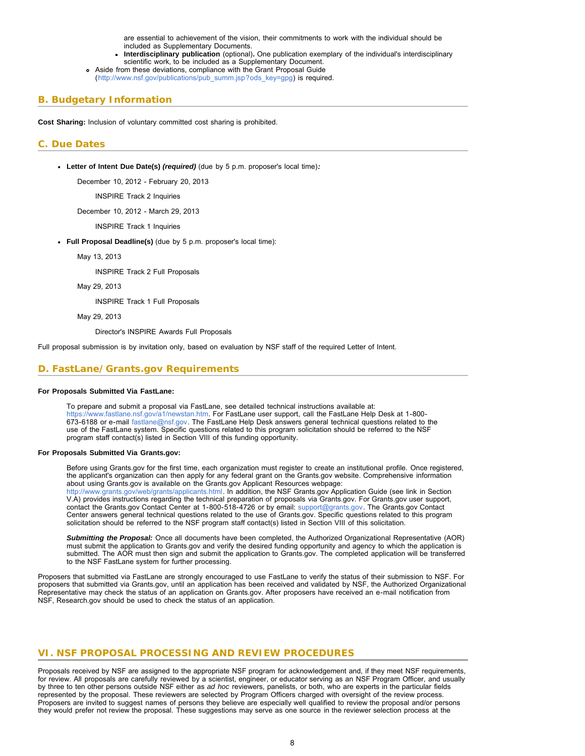are essential to achievement of the vision, their commitments to work with the individual should be included as Supplementary Documents.
    - **Interdisciplinary publication** (optional)**.** One publication exemplary of the individual's interdisciplinary scientific work, to be included as a Supplementary Document.
- Aside from these deviations, compliance with the Grant Proposal Guide (http://www.nsf.gov/publications/pub_summ.jsp?ods_key=gpg) is required.

## B. Budgetary Information

**Cost Sharing:** Inclusion of voluntary committed cost sharing is prohibited.

## C. Due Dates

- **Letter of Intent Due Date(s)** ***(required)*** (due by 5 p.m. proposer's local time)***:***

    December 10, 2012 - February 20, 2013

        INSPIRE Track 2 Inquiries

    December 10, 2012 - March 29, 2013

        INSPIRE Track 1 Inquiries

- **Full Proposal Deadline(s)** (due by 5 p.m. proposer's local time):

    May 13, 2013

        INSPIRE Track 2 Full Proposals

    May 29, 2013

        INSPIRE Track 1 Full Proposals

    May 29, 2013

        Director's INSPIRE Awards Full Proposals

Full proposal submission is by invitation only, based on evaluation by NSF staff of the required Letter of Intent.

## D. FastLane/Grants.gov Requirements

**For Proposals Submitted Via FastLane:**

To prepare and submit a proposal via FastLane, see detailed technical instructions available at: https://www.fastlane.nsf.gov/a1/newstan.htm. For FastLane user support, call the FastLane Help Desk at 1-800-673-6188 or e-mail fastlane@nsf.gov. The FastLane Help Desk answers general technical questions related to the use of the FastLane system. Specific questions related to this program solicitation should be referred to the NSF program staff contact(s) listed in Section VIII of this funding opportunity.

**For Proposals Submitted Via Grants.gov:**

Before using Grants.gov for the first time, each organization must register to create an institutional profile. Once registered, the applicant's organization can then apply for any federal grant on the Grants.gov website. Comprehensive information about using Grants.gov is available on the Grants.gov Applicant Resources webpage: http://www.grants.gov/web/grants/applicants.html. In addition, the NSF Grants.gov Application Guide (see link in Section V.A) provides instructions regarding the technical preparation of proposals via Grants.gov. For Grants.gov user support, contact the Grants.gov Contact Center at 1-800-518-4726 or by email: support@grants.gov. The Grants.gov Contact Center answers general technical questions related to the use of Grants.gov. Specific questions related to this program solicitation should be referred to the NSF program staff contact(s) listed in Section VIII of this solicitation.

***Submitting the Proposal:*** Once all documents have been completed, the Authorized Organizational Representative (AOR) must submit the application to Grants.gov and verify the desired funding opportunity and agency to which the application is submitted. The AOR must then sign and submit the application to Grants.gov. The completed application will be transferred to the NSF FastLane system for further processing.

Proposers that submitted via FastLane are strongly encouraged to use FastLane to verify the status of their submission to NSF. For proposers that submitted via Grants.gov, until an application has been received and validated by NSF, the Authorized Organizational Representative may check the status of an application on Grants.gov. After proposers have received an e-mail notification from NSF, Research.gov should be used to check the status of an application.

# VI. NSF PROPOSAL PROCESSING AND REVIEW PROCEDURES

Proposals received by NSF are assigned to the appropriate NSF program for acknowledgement and, if they meet NSF requirements, for review. All proposals are carefully reviewed by a scientist, engineer, or educator serving as an NSF Program Officer, and usually by three to ten other persons outside NSF either as *ad hoc* reviewers, panelists, or both, who are experts in the particular fields represented by the proposal. These reviewers are selected by Program Officers charged with oversight of the review process. Proposers are invited to suggest names of persons they believe are especially well qualified to review the proposal and/or persons they would prefer not review the proposal. These suggestions may serve as one source in the reviewer selection process at the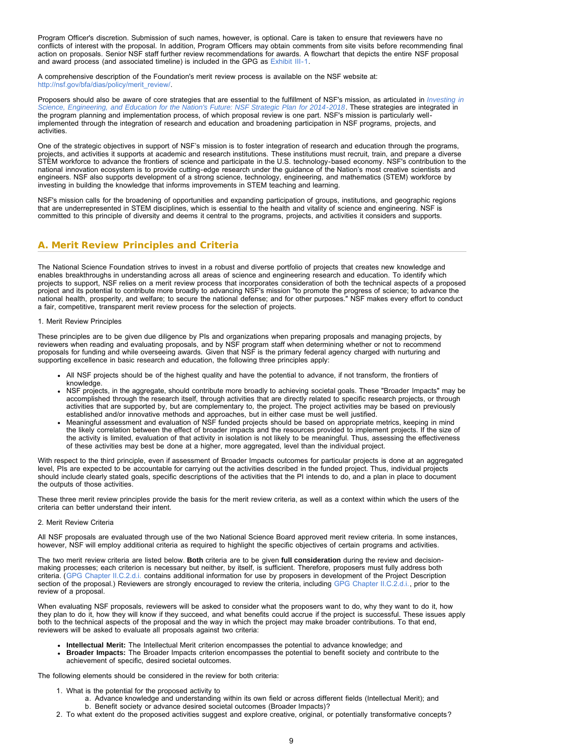Program Officer's discretion. Submission of such names, however, is optional. Care is taken to ensure that reviewers have no conflicts of interest with the proposal. In addition, Program Officers may obtain comments from site visits before recommending final action on proposals. Senior NSF staff further review recommendations for awards. A flowchart that depicts the entire NSF proposal and award process (and associated timeline) is included in the GPG as Exhibit III-1.

A comprehensive description of the Foundation's merit review process is available on the NSF website at: http://nsf.gov/bfa/dias/policy/merit_review/.

Proposers should also be aware of core strategies that are essential to the fulfillment of NSF's mission, as articulated in *Investing in Science, Engineering, and Education for the Nation's Future: NSF Strategic Plan for 2014-2018*. These strategies are integrated in the program planning and implementation process, of which proposal review is one part. NSF's mission is particularly well-implemented through the integration of research and education and broadening participation in NSF programs, projects, and activities.

One of the strategic objectives in support of NSF's mission is to foster integration of research and education through the programs, projects, and activities it supports at academic and research institutions. These institutions must recruit, train, and prepare a diverse STEM workforce to advance the frontiers of science and participate in the U.S. technology-based economy. NSF's contribution to the national innovation ecosystem is to provide cutting-edge research under the guidance of the Nation's most creative scientists and engineers. NSF also supports development of a strong science, technology, engineering, and mathematics (STEM) workforce by investing in building the knowledge that informs improvements in STEM teaching and learning.

NSF's mission calls for the broadening of opportunities and expanding participation of groups, institutions, and geographic regions that are underrepresented in STEM disciplines, which is essential to the health and vitality of science and engineering. NSF is committed to this principle of diversity and deems it central to the programs, projects, and activities it considers and supports.

## A. Merit Review Principles and Criteria

The National Science Foundation strives to invest in a robust and diverse portfolio of projects that creates new knowledge and enables breakthroughs in understanding across all areas of science and engineering research and education. To identify which projects to support, NSF relies on a merit review process that incorporates consideration of both the technical aspects of a proposed project and its potential to contribute more broadly to advancing NSF's mission "to promote the progress of science; to advance the national health, prosperity, and welfare; to secure the national defense; and for other purposes." NSF makes every effort to conduct a fair, competitive, transparent merit review process for the selection of projects.

1. Merit Review Principles

These principles are to be given due diligence by PIs and organizations when preparing proposals and managing projects, by reviewers when reading and evaluating proposals, and by NSF program staff when determining whether or not to recommend proposals for funding and while overseeing awards. Given that NSF is the primary federal agency charged with nurturing and supporting excellence in basic research and education, the following three principles apply:

- All NSF projects should be of the highest quality and have the potential to advance, if not transform, the frontiers of knowledge.
- NSF projects, in the aggregate, should contribute more broadly to achieving societal goals. These "Broader Impacts" may be accomplished through the research itself, through activities that are directly related to specific research projects, or through activities that are supported by, but are complementary to, the project. The project activities may be based on previously established and/or innovative methods and approaches, but in either case must be well justified.
- Meaningful assessment and evaluation of NSF funded projects should be based on appropriate metrics, keeping in mind the likely correlation between the effect of broader impacts and the resources provided to implement projects. If the size of the activity is limited, evaluation of that activity in isolation is not likely to be meaningful. Thus, assessing the effectiveness of these activities may best be done at a higher, more aggregated, level than the individual project.

With respect to the third principle, even if assessment of Broader Impacts outcomes for particular projects is done at an aggregated level, PIs are expected to be accountable for carrying out the activities described in the funded project. Thus, individual projects should include clearly stated goals, specific descriptions of the activities that the PI intends to do, and a plan in place to document the outputs of those activities.

These three merit review principles provide the basis for the merit review criteria, as well as a context within which the users of the criteria can better understand their intent.

2. Merit Review Criteria

All NSF proposals are evaluated through use of the two National Science Board approved merit review criteria. In some instances, however, NSF will employ additional criteria as required to highlight the specific objectives of certain programs and activities.

The two merit review criteria are listed below. **Both** criteria are to be given **full consideration** during the review and decision-making processes; each criterion is necessary but neither, by itself, is sufficient. Therefore, proposers must fully address both criteria. (GPG Chapter II.C.2.d.i. contains additional information for use by proposers in development of the Project Description section of the proposal.) Reviewers are strongly encouraged to review the criteria, including GPG Chapter II.C.2.d.i., prior to the review of a proposal.

When evaluating NSF proposals, reviewers will be asked to consider what the proposers want to do, why they want to do it, how they plan to do it, how they will know if they succeed, and what benefits could accrue if the project is successful. These issues apply both to the technical aspects of the proposal and the way in which the project may make broader contributions. To that end, reviewers will be asked to evaluate all proposals against two criteria:

- **Intellectual Merit:** The Intellectual Merit criterion encompasses the potential to advance knowledge; and
- **Broader Impacts:** The Broader Impacts criterion encompasses the potential to benefit society and contribute to the achievement of specific, desired societal outcomes.

The following elements should be considered in the review for both criteria:

1. What is the potential for the proposed activity to
   a. Advance knowledge and understanding within its own field or across different fields (Intellectual Merit); and
   b. Benefit society or advance desired societal outcomes (Broader Impacts)?
2. To what extent do the proposed activities suggest and explore creative, original, or potentially transformative concepts?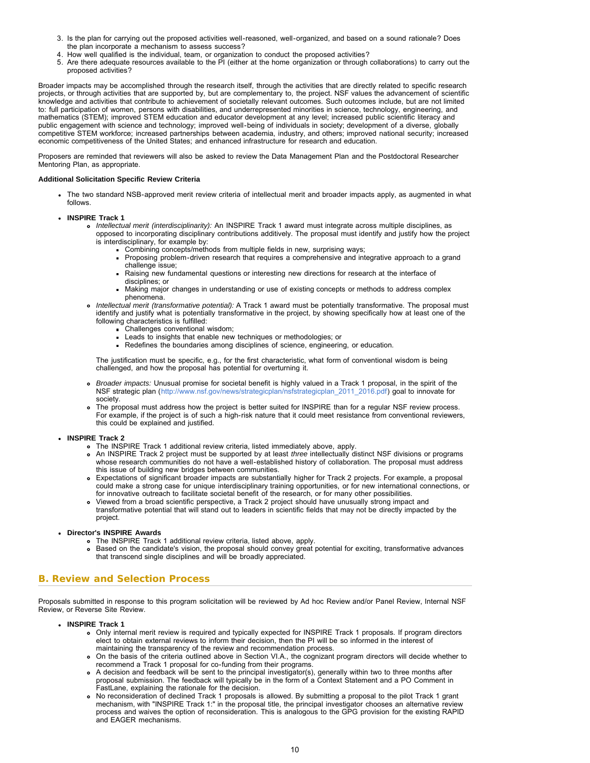3. Is the plan for carrying out the proposed activities well-reasoned, well-organized, and based on a sound rationale? Does the plan incorporate a mechanism to assess success?
4. How well qualified is the individual, team, or organization to conduct the proposed activities?
5. Are there adequate resources available to the PI (either at the home organization or through collaborations) to carry out the proposed activities?

Broader impacts may be accomplished through the research itself, through the activities that are directly related to specific research projects, or through activities that are supported by, but are complementary to, the project. NSF values the advancement of scientific knowledge and activities that contribute to achievement of societally relevant outcomes. Such outcomes include, but are not limited to: full participation of women, persons with disabilities, and underrepresented minorities in science, technology, engineering, and mathematics (STEM); improved STEM education and educator development at any level; increased public scientific literacy and public engagement with science and technology; improved well-being of individuals in society; development of a diverse, globally competitive STEM workforce; increased partnerships between academia, industry, and others; improved national security; increased economic competitiveness of the United States; and enhanced infrastructure for research and education.

Proposers are reminded that reviewers will also be asked to review the Data Management Plan and the Postdoctoral Researcher Mentoring Plan, as appropriate.

**Additional Solicitation Specific Review Criteria**

- The two standard NSB-approved merit review criteria of intellectual merit and broader impacts apply, as augmented in what follows.
- **INSPIRE Track 1**
  - *Intellectual merit (interdisciplinarity):* An INSPIRE Track 1 award must integrate across multiple disciplines, as opposed to incorporating disciplinary contributions additively. The proposal must identify and justify how the project is interdisciplinary, for example by:
    - Combining concepts/methods from multiple fields in new, surprising ways;
    - Proposing problem-driven research that requires a comprehensive and integrative approach to a grand challenge issue;
    - Raising new fundamental questions or interesting new directions for research at the interface of disciplines; or
    - Making major changes in understanding or use of existing concepts or methods to address complex phenomena.
  - *Intellectual merit (transformative potential):* A Track 1 award must be potentially transformative. The proposal must identify and justify what is potentially transformative in the project, by showing specifically how at least one of the following characteristics is fulfilled:
    - Challenges conventional wisdom;
    - Leads to insights that enable new techniques or methodologies; or
    - Redefines the boundaries among disciplines of science, engineering, or education.

    The justification must be specific, e.g., for the first characteristic, what form of conventional wisdom is being challenged, and how the proposal has potential for overturning it.
  - *Broader impacts:* Unusual promise for societal benefit is highly valued in a Track 1 proposal, in the spirit of the NSF strategic plan (http://www.nsf.gov/news/strategicplan/nsfstrategicplan_2011_2016.pdf) goal to innovate for society.
  - The proposal must address how the project is better suited for INSPIRE than for a regular NSF review process. For example, if the project is of such a high-risk nature that it could meet resistance from conventional reviewers, this could be explained and justified.
- **INSPIRE Track 2**
  - The INSPIRE Track 1 additional review criteria, listed immediately above, apply.
  - An INSPIRE Track 2 project must be supported by at least *three* intellectually distinct NSF divisions or programs whose research communities do not have a well-established history of collaboration. The proposal must address this issue of building new bridges between communities.
  - Expectations of significant broader impacts are substantially higher for Track 2 projects. For example, a proposal could make a strong case for unique interdisciplinary training opportunities, or for new international connections, or for innovative outreach to facilitate societal benefit of the research, or for many other possibilities.
  - Viewed from a broad scientific perspective, a Track 2 project should have unusually strong impact and transformative potential that will stand out to leaders in scientific fields that may not be directly impacted by the project.
- **Director's INSPIRE Awards**
  - The INSPIRE Track 1 additional review criteria, listed above, apply.
  - Based on the candidate's vision, the proposal should convey great potential for exciting, transformative advances that transcend single disciplines and will be broadly appreciated.

## B. Review and Selection Process

Proposals submitted in response to this program solicitation will be reviewed by Ad hoc Review and/or Panel Review, Internal NSF Review, or Reverse Site Review.

- **INSPIRE Track 1**
  - Only internal merit review is required and typically expected for INSPIRE Track 1 proposals. If program directors elect to obtain external reviews to inform their decision, then the PI will be so informed in the interest of maintaining the transparency of the review and recommendation process.
  - On the basis of the criteria outlined above in Section VI.A., the cognizant program directors will decide whether to recommend a Track 1 proposal for co-funding from their programs.
  - A decision and feedback will be sent to the principal investigator(s), generally within two to three months after proposal submission. The feedback will typically be in the form of a Context Statement and a PO Comment in FastLane, explaining the rationale for the decision.
  - No reconsideration of declined Track 1 proposals is allowed. By submitting a proposal to the pilot Track 1 grant mechanism, with "INSPIRE Track 1:" in the proposal title, the principal investigator chooses an alternative review process and waives the option of reconsideration. This is analogous to the GPG provision for the existing RAPID and EAGER mechanisms.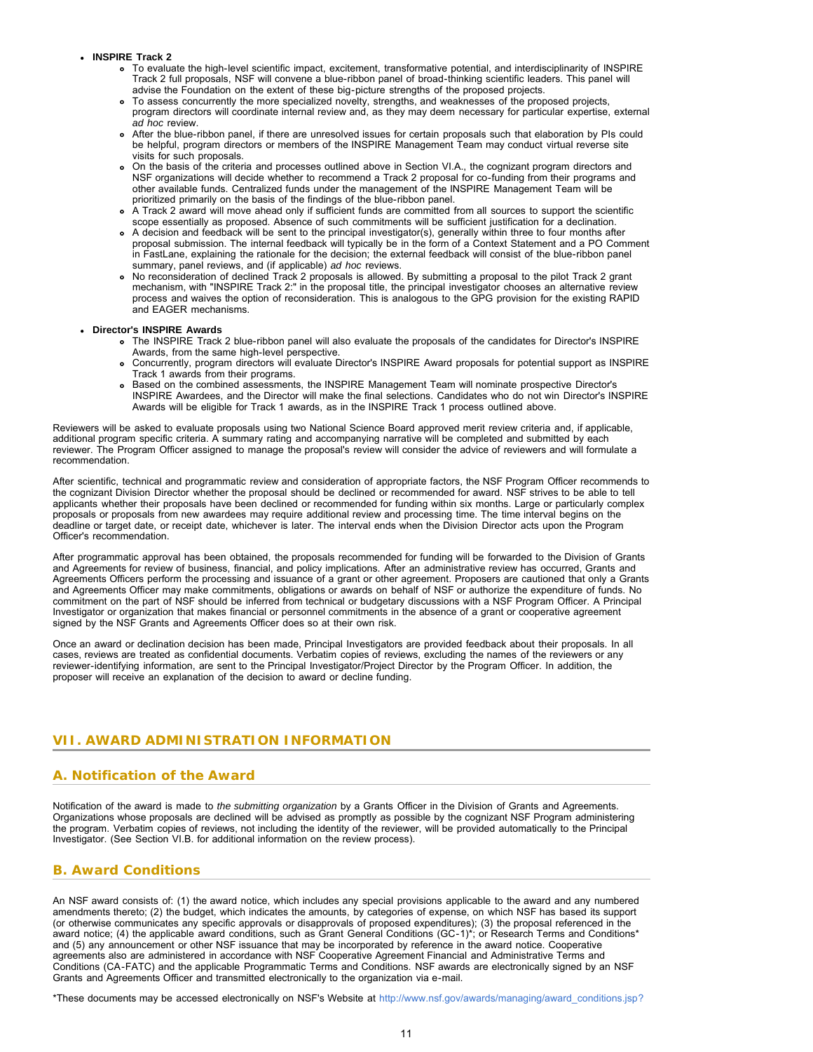- **INSPIRE Track 2**
    - To evaluate the high-level scientific impact, excitement, transformative potential, and interdisciplinarity of INSPIRE Track 2 full proposals, NSF will convene a blue-ribbon panel of broad-thinking scientific leaders. This panel will advise the Foundation on the extent of these big-picture strengths of the proposed projects.
    - To assess concurrently the more specialized novelty, strengths, and weaknesses of the proposed projects, program directors will coordinate internal review and, as they may deem necessary for particular expertise, external *ad hoc* review.
    - After the blue-ribbon panel, if there are unresolved issues for certain proposals such that elaboration by PIs could be helpful, program directors or members of the INSPIRE Management Team may conduct virtual reverse site visits for such proposals.
    - On the basis of the criteria and processes outlined above in Section VI.A., the cognizant program directors and NSF organizations will decide whether to recommend a Track 2 proposal for co-funding from their programs and other available funds. Centralized funds under the management of the INSPIRE Management Team will be prioritized primarily on the basis of the findings of the blue-ribbon panel.
    - A Track 2 award will move ahead only if sufficient funds are committed from all sources to support the scientific scope essentially as proposed. Absence of such commitments will be sufficient justification for a declination.
    - A decision and feedback will be sent to the principal investigator(s), generally within three to four months after proposal submission. The internal feedback will typically be in the form of a Context Statement and a PO Comment in FastLane, explaining the rationale for the decision; the external feedback will consist of the blue-ribbon panel summary, panel reviews, and (if applicable) *ad hoc* reviews.
    - No reconsideration of declined Track 2 proposals is allowed. By submitting a proposal to the pilot Track 2 grant mechanism, with "INSPIRE Track 2:" in the proposal title, the principal investigator chooses an alternative review process and waives the option of reconsideration. This is analogous to the GPG provision for the existing RAPID and EAGER mechanisms.
- **Director's INSPIRE Awards**
    - The INSPIRE Track 2 blue-ribbon panel will also evaluate the proposals of the candidates for Director's INSPIRE Awards, from the same high-level perspective.
    - Concurrently, program directors will evaluate Director's INSPIRE Award proposals for potential support as INSPIRE Track 1 awards from their programs.
    - Based on the combined assessments, the INSPIRE Management Team will nominate prospective Director's INSPIRE Awardees, and the Director will make the final selections. Candidates who do not win Director's INSPIRE Awards will be eligible for Track 1 awards, as in the INSPIRE Track 1 process outlined above.

Reviewers will be asked to evaluate proposals using two National Science Board approved merit review criteria and, if applicable, additional program specific criteria. A summary rating and accompanying narrative will be completed and submitted by each reviewer. The Program Officer assigned to manage the proposal's review will consider the advice of reviewers and will formulate a recommendation.

After scientific, technical and programmatic review and consideration of appropriate factors, the NSF Program Officer recommends to the cognizant Division Director whether the proposal should be declined or recommended for award. NSF strives to be able to tell applicants whether their proposals have been declined or recommended for funding within six months. Large or particularly complex proposals or proposals from new awardees may require additional review and processing time. The time interval begins on the deadline or target date, or receipt date, whichever is later. The interval ends when the Division Director acts upon the Program Officer's recommendation.

After programmatic approval has been obtained, the proposals recommended for funding will be forwarded to the Division of Grants and Agreements for review of business, financial, and policy implications. After an administrative review has occurred, Grants and Agreements Officers perform the processing and issuance of a grant or other agreement. Proposers are cautioned that only a Grants and Agreements Officer may make commitments, obligations or awards on behalf of NSF or authorize the expenditure of funds. No commitment on the part of NSF should be inferred from technical or budgetary discussions with a NSF Program Officer. A Principal Investigator or organization that makes financial or personnel commitments in the absence of a grant or cooperative agreement signed by the NSF Grants and Agreements Officer does so at their own risk.

Once an award or declination decision has been made, Principal Investigators are provided feedback about their proposals. In all cases, reviews are treated as confidential documents. Verbatim copies of reviews, excluding the names of the reviewers or any reviewer-identifying information, are sent to the Principal Investigator/Project Director by the Program Officer. In addition, the proposer will receive an explanation of the decision to award or decline funding.

## VII. AWARD ADMINISTRATION INFORMATION

### A. Notification of the Award

Notification of the award is made to *the submitting organization* by a Grants Officer in the Division of Grants and Agreements. Organizations whose proposals are declined will be advised as promptly as possible by the cognizant NSF Program administering the program. Verbatim copies of reviews, not including the identity of the reviewer, will be provided automatically to the Principal Investigator. (See Section VI.B. for additional information on the review process).

### B. Award Conditions

An NSF award consists of: (1) the award notice, which includes any special provisions applicable to the award and any numbered amendments thereto; (2) the budget, which indicates the amounts, by categories of expense, on which NSF has based its support (or otherwise communicates any specific approvals or disapprovals of proposed expenditures); (3) the proposal referenced in the award notice; (4) the applicable award conditions, such as Grant General Conditions (GC-1)*; or Research Terms and Conditions* and (5) any announcement or other NSF issuance that may be incorporated by reference in the award notice. Cooperative agreements also are administered in accordance with NSF Cooperative Agreement Financial and Administrative Terms and Conditions (CA-FATC) and the applicable Programmatic Terms and Conditions. NSF awards are electronically signed by an NSF Grants and Agreements Officer and transmitted electronically to the organization via e-mail.

*These documents may be accessed electronically on NSF's Website at http://www.nsf.gov/awards/managing/award_conditions.jsp?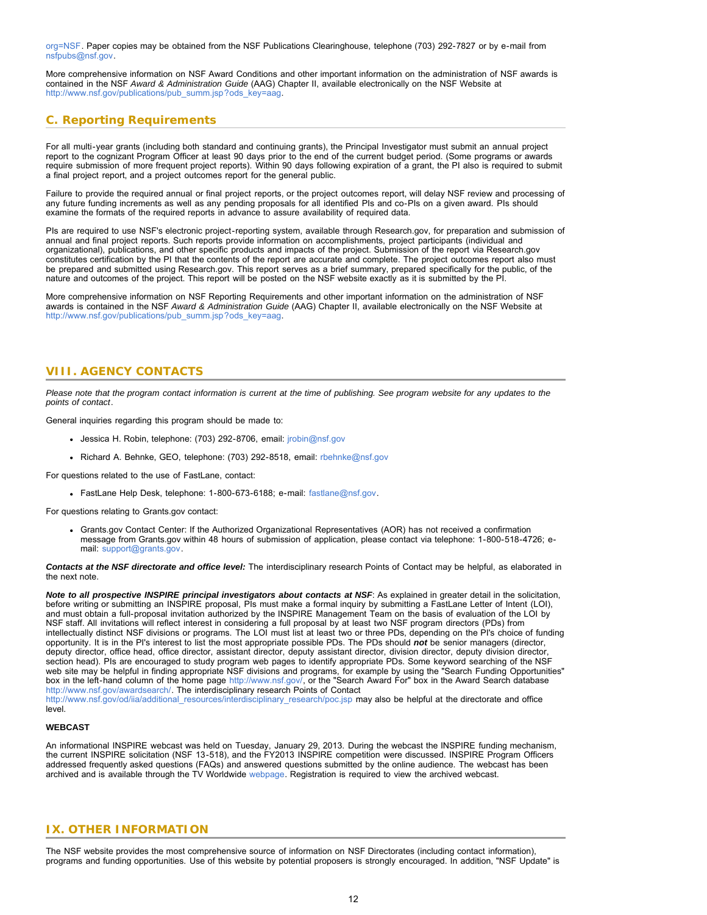org=NSF. Paper copies may be obtained from the NSF Publications Clearinghouse, telephone (703) 292-7827 or by e-mail from nsfpubs@nsf.gov.

More comprehensive information on NSF Award Conditions and other important information on the administration of NSF awards is contained in the NSF *Award & Administration Guide* (AAG) Chapter II, available electronically on the NSF Website at http://www.nsf.gov/publications/pub_summ.jsp?ods_key=aag.

## C. Reporting Requirements

For all multi-year grants (including both standard and continuing grants), the Principal Investigator must submit an annual project report to the cognizant Program Officer at least 90 days prior to the end of the current budget period. (Some programs or awards require submission of more frequent project reports). Within 90 days following expiration of a grant, the PI also is required to submit a final project report, and a project outcomes report for the general public.

Failure to provide the required annual or final project reports, or the project outcomes report, will delay NSF review and processing of any future funding increments as well as any pending proposals for all identified PIs and co-PIs on a given award. PIs should examine the formats of the required reports in advance to assure availability of required data.

PIs are required to use NSF's electronic project-reporting system, available through Research.gov, for preparation and submission of annual and final project reports. Such reports provide information on accomplishments, project participants (individual and organizational), publications, and other specific products and impacts of the project. Submission of the report via Research.gov constitutes certification by the PI that the contents of the report are accurate and complete. The project outcomes report also must be prepared and submitted using Research.gov. This report serves as a brief summary, prepared specifically for the public, of the nature and outcomes of the project. This report will be posted on the NSF website exactly as it is submitted by the PI.

More comprehensive information on NSF Reporting Requirements and other important information on the administration of NSF awards is contained in the NSF *Award & Administration Guide* (AAG) Chapter II, available electronically on the NSF Website at http://www.nsf.gov/publications/pub_summ.jsp?ods_key=aag.

# VIII. AGENCY CONTACTS

*Please note that the program contact information is current at the time of publishing. See program website for any updates to the points of contact.*

General inquiries regarding this program should be made to:

- Jessica H. Robin, telephone: (703) 292-8706, email: jrobin@nsf.gov
- Richard A. Behnke, GEO, telephone: (703) 292-8518, email: rbehnke@nsf.gov

For questions related to the use of FastLane, contact:

- FastLane Help Desk, telephone: 1-800-673-6188; e-mail: fastlane@nsf.gov.

For questions relating to Grants.gov contact:

- Grants.gov Contact Center: If the Authorized Organizational Representatives (AOR) has not received a confirmation message from Grants.gov within 48 hours of submission of application, please contact via telephone: 1-800-518-4726; e-mail: support@grants.gov.

***Contacts at the NSF directorate and office level:*** The interdisciplinary research Points of Contact may be helpful, as elaborated in the next note.

***Note to all prospective INSPIRE principal investigators about contacts at NSF***: As explained in greater detail in the solicitation, before writing or submitting an INSPIRE proposal, PIs must make a formal inquiry by submitting a FastLane Letter of Intent (LOI), and must obtain a full-proposal invitation authorized by the INSPIRE Management Team on the basis of evaluation of the LOI by NSF staff. All invitations will reflect interest in considering a full proposal by at least two NSF program directors (PDs) from intellectually distinct NSF divisions or programs. The LOI must list at least two or three PDs, depending on the PI's choice of funding opportunity. It is in the PI's interest to list the most appropriate possible PDs. The PDs should ***not*** be senior managers (director, deputy director, office head, office director, assistant director, deputy assistant director, division director, deputy division director, section head). PIs are encouraged to study program web pages to identify appropriate PDs. Some keyword searching of the NSF web site may be helpful in finding appropriate NSF divisions and programs, for example by using the "Search Funding Opportunities" box in the left-hand column of the home page http://www.nsf.gov/, or the "Search Award For" box in the Award Search database http://www.nsf.gov/awardsearch/. The interdisciplinary research Points of Contact http://www.nsf.gov/od/iia/additional_resources/interdisciplinary_research/poc.jsp may also be helpful at the directorate and office level.

**WEBCAST**

An informational INSPIRE webcast was held on Tuesday, January 29, 2013. During the webcast the INSPIRE funding mechanism, the current INSPIRE solicitation (NSF 13-518), and the FY2013 INSPIRE competition were discussed. INSPIRE Program Officers addressed frequently asked questions (FAQs) and answered questions submitted by the online audience. The webcast has been archived and is available through the TV Worldwide webpage. Registration is required to view the archived webcast.

# IX. OTHER INFORMATION

The NSF website provides the most comprehensive source of information on NSF Directorates (including contact information), programs and funding opportunities. Use of this website by potential proposers is strongly encouraged. In addition, "NSF Update" is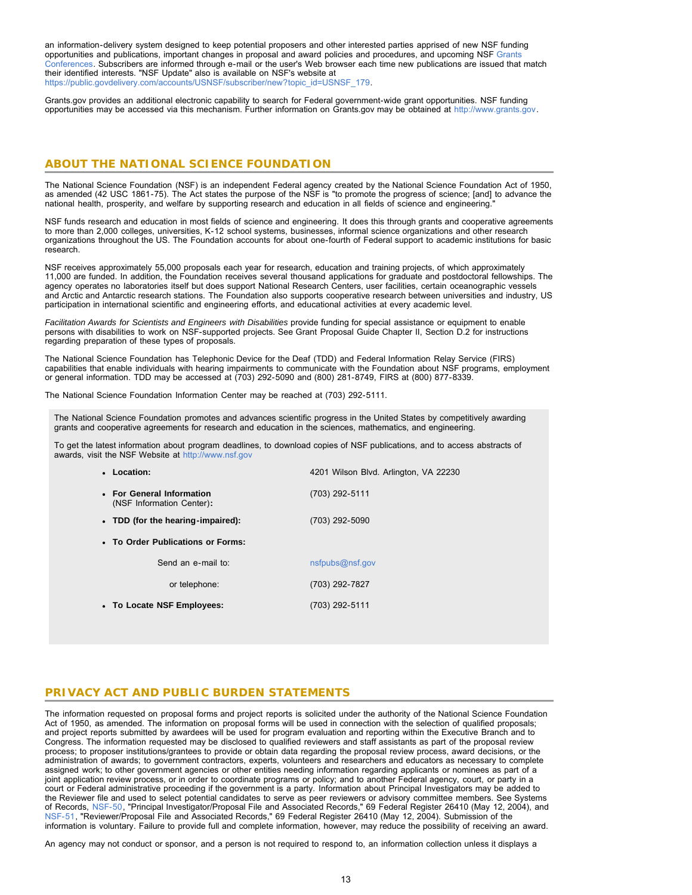an information-delivery system designed to keep potential proposers and other interested parties apprised of new NSF funding opportunities and publications, important changes in proposal and award policies and procedures, and upcoming NSF Grants Conferences. Subscribers are informed through e-mail or the user's Web browser each time new publications are issued that match their identified interests. "NSF Update" also is available on NSF's website at https://public.govdelivery.com/accounts/USNSF/subscriber/new?topic_id=USNSF_179.

Grants.gov provides an additional electronic capability to search for Federal government-wide grant opportunities. NSF funding opportunities may be accessed via this mechanism. Further information on Grants.gov may be obtained at http://www.grants.gov.

## ABOUT THE NATIONAL SCIENCE FOUNDATION

The National Science Foundation (NSF) is an independent Federal agency created by the National Science Foundation Act of 1950, as amended (42 USC 1861-75). The Act states the purpose of the NSF is "to promote the progress of science; [and] to advance the national health, prosperity, and welfare by supporting research and education in all fields of science and engineering."

NSF funds research and education in most fields of science and engineering. It does this through grants and cooperative agreements to more than 2,000 colleges, universities, K-12 school systems, businesses, informal science organizations and other research organizations throughout the US. The Foundation accounts for about one-fourth of Federal support to academic institutions for basic research.

NSF receives approximately 55,000 proposals each year for research, education and training projects, of which approximately 11,000 are funded. In addition, the Foundation receives several thousand applications for graduate and postdoctoral fellowships. The agency operates no laboratories itself but does support National Research Centers, user facilities, certain oceanographic vessels and Arctic and Antarctic research stations. The Foundation also supports cooperative research between universities and industry, US participation in international scientific and engineering efforts, and educational activities at every academic level.

*Facilitation Awards for Scientists and Engineers with Disabilities* provide funding for special assistance or equipment to enable persons with disabilities to work on NSF-supported projects. See Grant Proposal Guide Chapter II, Section D.2 for instructions regarding preparation of these types of proposals.

The National Science Foundation has Telephonic Device for the Deaf (TDD) and Federal Information Relay Service (FIRS) capabilities that enable individuals with hearing impairments to communicate with the Foundation about NSF programs, employment or general information. TDD may be accessed at (703) 292-5090 and (800) 281-8749, FIRS at (800) 877-8339.

The National Science Foundation Information Center may be reached at (703) 292-5111.

The National Science Foundation promotes and advances scientific progress in the United States by competitively awarding grants and cooperative agreements for research and education in the sciences, mathematics, and engineering.

To get the latest information about program deadlines, to download copies of NSF publications, and to access abstracts of awards, visit the NSF Website at http://www.nsf.gov

- **Location:** 4201 Wilson Blvd. Arlington, VA 22230
- **For General Information** (NSF Information Center)**:** (703) 292-5111
- **TDD (for the hearing-impaired):** (703) 292-5090
- **To Order Publications or Forms:**
  - Send an e-mail to: nsfpubs@nsf.gov
  - or telephone: (703) 292-7827
- **To Locate NSF Employees:** (703) 292-5111

## PRIVACY ACT AND PUBLIC BURDEN STATEMENTS

The information requested on proposal forms and project reports is solicited under the authority of the National Science Foundation Act of 1950, as amended. The information on proposal forms will be used in connection with the selection of qualified proposals; and project reports submitted by awardees will be used for program evaluation and reporting within the Executive Branch and to Congress. The information requested may be disclosed to qualified reviewers and staff assistants as part of the proposal review process; to proposer institutions/grantees to provide or obtain data regarding the proposal review process, award decisions, or the administration of awards; to government contractors, experts, volunteers and researchers and educators as necessary to complete assigned work; to other government agencies or other entities needing information regarding applicants or nominees as part of a joint application review process, or in order to coordinate programs or policy; and to another Federal agency, court, or party in a court or Federal administrative proceeding if the government is a party. Information about Principal Investigators may be added to the Reviewer file and used to select potential candidates to serve as peer reviewers or advisory committee members. See Systems of Records, NSF-50, "Principal Investigator/Proposal File and Associated Records," 69 Federal Register 26410 (May 12, 2004), and NSF-51, "Reviewer/Proposal File and Associated Records," 69 Federal Register 26410 (May 12, 2004). Submission of the information is voluntary. Failure to provide full and complete information, however, may reduce the possibility of receiving an award.

An agency may not conduct or sponsor, and a person is not required to respond to, an information collection unless it displays a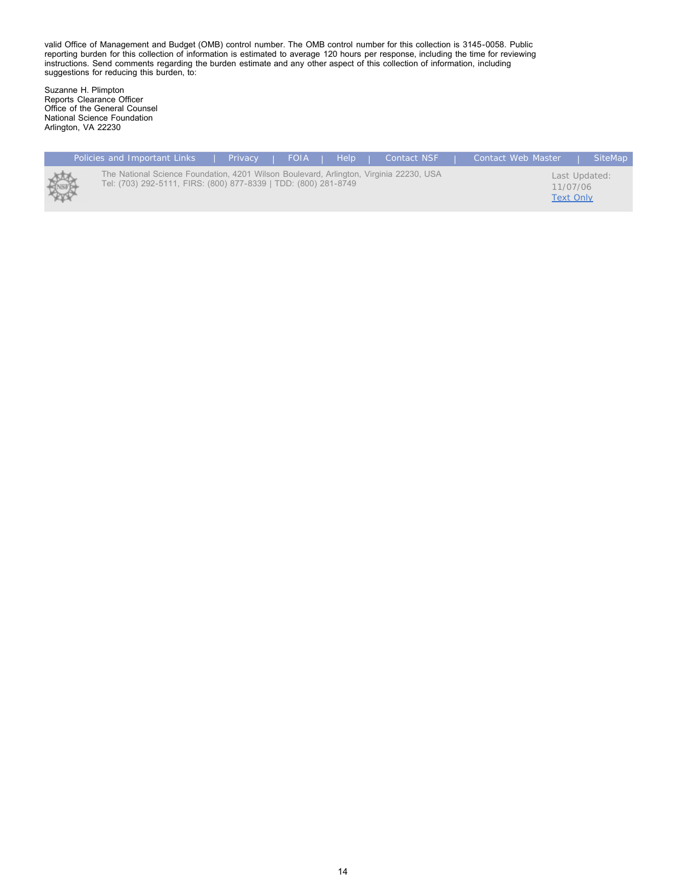valid Office of Management and Budget (OMB) control number. The OMB control number for this collection is 3145-0058. Public reporting burden for this collection of information is estimated to average 120 hours per response, including the time for reviewing instructions. Send comments regarding the burden estimate and any other aspect of this collection of information, including suggestions for reducing this burden, to:

Suzanne H. Plimpton
Reports Clearance Officer
Office of the General Counsel
National Science Foundation
Arlington, VA 22230

Policies and Important Links | Privacy | FOIA | Help | Contact NSF | Contact Web Master | SiteMap

The National Science Foundation, 4201 Wilson Boulevard, Arlington, Virginia 22230, USA
Tel: (703) 292-5111, FIRS: (800) 877-8339 | TDD: (800) 281-8749

Last Updated:
11/07/06
Text Only